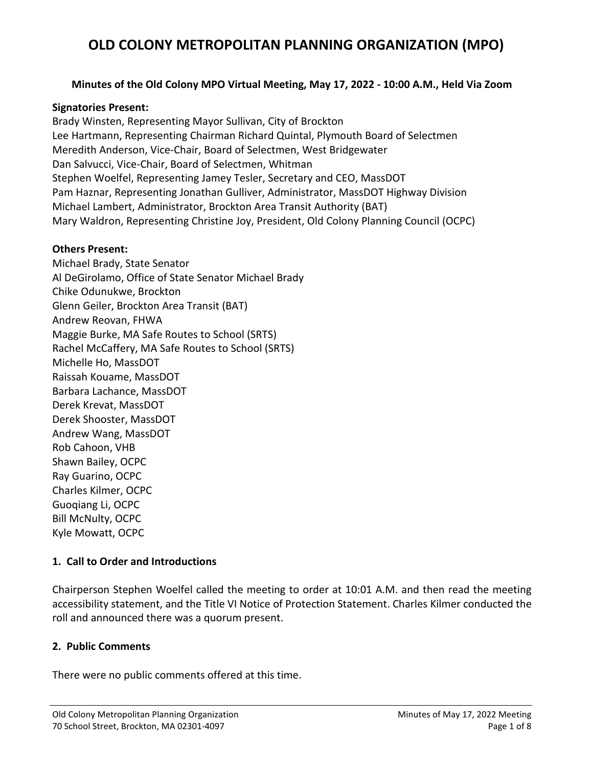# OLD COLONY METROPOLITAN PLANNING ORGANIZATION (MPO)

**Minutes of the Old Colony MPO Virtual Meeting, May 17, 2022 - 10:00 A.M., Held Via Zoom**

**Signatories Present:**
Brady Winsten, Representing Mayor Sullivan, City of Brockton
Lee Hartmann, Representing Chairman Richard Quintal, Plymouth Board of Selectmen
Meredith Anderson, Vice-Chair, Board of Selectmen, West Bridgewater
Dan Salvucci, Vice-Chair, Board of Selectmen, Whitman
Stephen Woelfel, Representing Jamey Tesler, Secretary and CEO, MassDOT
Pam Haznar, Representing Jonathan Gulliver, Administrator, MassDOT Highway Division
Michael Lambert, Administrator, Brockton Area Transit Authority (BAT)
Mary Waldron, Representing Christine Joy, President, Old Colony Planning Council (OCPC)

**Others Present:**
Michael Brady, State Senator
Al DeGirolamo, Office of State Senator Michael Brady
Chike Odunukwe, Brockton
Glenn Geiler, Brockton Area Transit (BAT)
Andrew Reovan, FHWA
Maggie Burke, MA Safe Routes to School (SRTS)
Rachel McCaffery, MA Safe Routes to School (SRTS)
Michelle Ho, MassDOT
Raissah Kouame, MassDOT
Barbara Lachance, MassDOT
Derek Krevat, MassDOT
Derek Shooster, MassDOT
Andrew Wang, MassDOT
Rob Cahoon, VHB
Shawn Bailey, OCPC
Ray Guarino, OCPC
Charles Kilmer, OCPC
Guoqiang Li, OCPC
Bill McNulty, OCPC
Kyle Mowatt, OCPC

### 1. Call to Order and Introductions

Chairperson Stephen Woelfel called the meeting to order at 10:01 A.M. and then read the meeting accessibility statement, and the Title VI Notice of Protection Statement. Charles Kilmer conducted the roll and announced there was a quorum present.

### 2. Public Comments

There were no public comments offered at this time.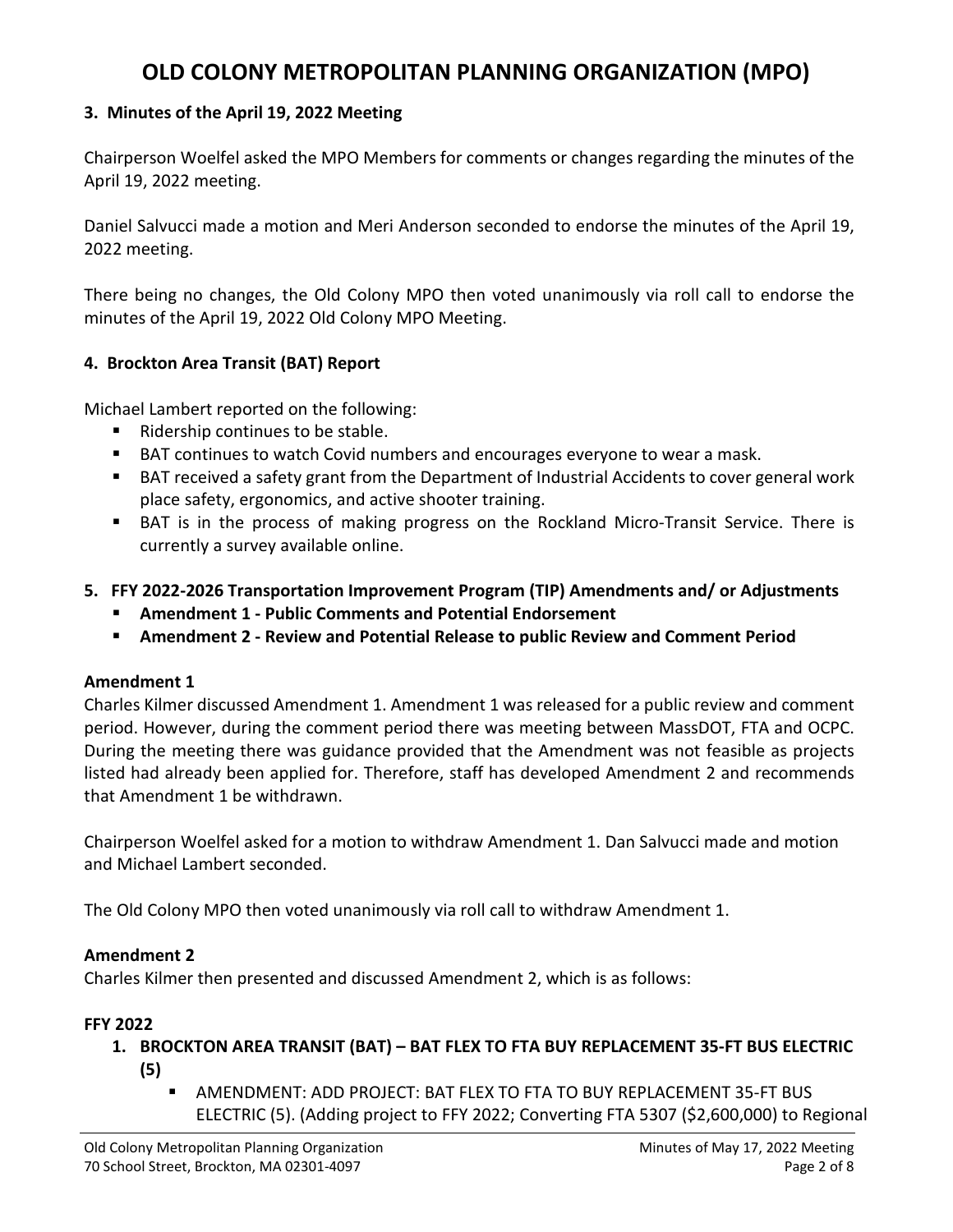# OLD COLONY METROPOLITAN PLANNING ORGANIZATION (MPO)

**3. Minutes of the April 19, 2022 Meeting**

Chairperson Woelfel asked the MPO Members for comments or changes regarding the minutes of the April 19, 2022 meeting.

Daniel Salvucci made a motion and Meri Anderson seconded to endorse the minutes of the April 19, 2022 meeting.

There being no changes, the Old Colony MPO then voted unanimously via roll call to endorse the minutes of the April 19, 2022 Old Colony MPO Meeting.

**4. Brockton Area Transit (BAT) Report**

Michael Lambert reported on the following:

- Ridership continues to be stable.
- BAT continues to watch Covid numbers and encourages everyone to wear a mask.
- BAT received a safety grant from the Department of Industrial Accidents to cover general work place safety, ergonomics, and active shooter training.
- BAT is in the process of making progress on the Rockland Micro-Transit Service. There is currently a survey available online.

**5. FFY 2022-2026 Transportation Improvement Program (TIP) Amendments and/ or Adjustments**

- **Amendment 1 - Public Comments and Potential Endorsement**
- **Amendment 2 - Review and Potential Release to public Review and Comment Period**

**Amendment 1**

Charles Kilmer discussed Amendment 1. Amendment 1 was released for a public review and comment period. However, during the comment period there was meeting between MassDOT, FTA and OCPC. During the meeting there was guidance provided that the Amendment was not feasible as projects listed had already been applied for. Therefore, staff has developed Amendment 2 and recommends that Amendment 1 be withdrawn.

Chairperson Woelfel asked for a motion to withdraw Amendment 1. Dan Salvucci made and motion and Michael Lambert seconded.

The Old Colony MPO then voted unanimously via roll call to withdraw Amendment 1.

**Amendment 2**

Charles Kilmer then presented and discussed Amendment 2, which is as follows:

**FFY 2022**

1. **BROCKTON AREA TRANSIT (BAT) – BAT FLEX TO FTA BUY REPLACEMENT 35-FT BUS ELECTRIC (5)**
   - AMENDMENT: ADD PROJECT: BAT FLEX TO FTA TO BUY REPLACEMENT 35-FT BUS ELECTRIC (5). (Adding project to FFY 2022; Converting FTA 5307 ($2,600,000) to Regional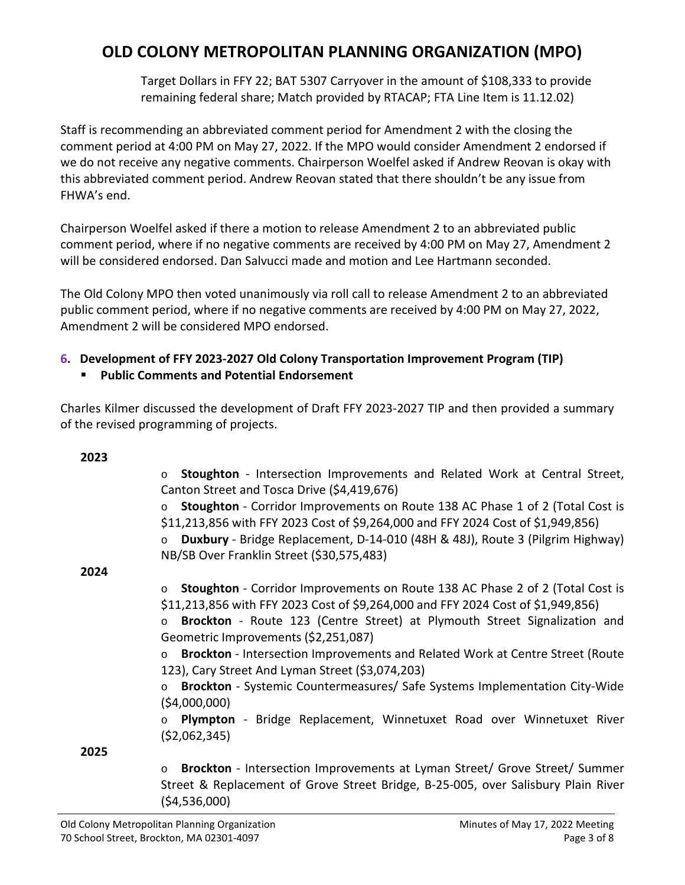Target Dollars in FFY 22; BAT 5307 Carryover in the amount of $108,333 to provide remaining federal share; Match provided by RTACAP; FTA Line Item is 11.12.02)

Staff is recommending an abbreviated comment period for Amendment 2 with the closing the comment period at 4:00 PM on May 27, 2022. If the MPO would consider Amendment 2 endorsed if we do not receive any negative comments. Chairperson Woelfel asked if Andrew Reovan is okay with this abbreviated comment period. Andrew Reovan stated that there shouldn't be any issue from FHWA's end.

Chairperson Woelfel asked if there a motion to release Amendment 2 to an abbreviated public comment period, where if no negative comments are received by 4:00 PM on May 27, Amendment 2 will be considered endorsed. Dan Salvucci made and motion and Lee Hartmann seconded.

The Old Colony MPO then voted unanimously via roll call to release Amendment 2 to an abbreviated public comment period, where if no negative comments are received by 4:00 PM on May 27, 2022, Amendment 2 will be considered MPO endorsed.

## 6. Development of FFY 2023-2027 Old Colony Transportation Improvement Program (TIP)

- **Public Comments and Potential Endorsement**

Charles Kilmer discussed the development of Draft FFY 2023-2027 TIP and then provided a summary of the revised programming of projects.

**2023**

- **Stoughton** - Intersection Improvements and Related Work at Central Street, Canton Street and Tosca Drive ($4,419,676)
- **Stoughton** - Corridor Improvements on Route 138 AC Phase 1 of 2 (Total Cost is $11,213,856 with FFY 2023 Cost of $9,264,000 and FFY 2024 Cost of $1,949,856)
- **Duxbury** - Bridge Replacement, D-14-010 (48H & 48J), Route 3 (Pilgrim Highway) NB/SB Over Franklin Street ($30,575,483)

**2024**

- **Stoughton** - Corridor Improvements on Route 138 AC Phase 2 of 2 (Total Cost is $11,213,856 with FFY 2023 Cost of $9,264,000 and FFY 2024 Cost of $1,949,856)
- **Brockton** - Route 123 (Centre Street) at Plymouth Street Signalization and Geometric Improvements ($2,251,087)
- **Brockton** - Intersection Improvements and Related Work at Centre Street (Route 123), Cary Street And Lyman Street ($3,074,203)
- **Brockton** - Systemic Countermeasures/ Safe Systems Implementation City-Wide ($4,000,000)
- **Plympton** - Bridge Replacement, Winnetuxet Road over Winnetuxet River ($2,062,345)

**2025**

- **Brockton** - Intersection Improvements at Lyman Street/ Grove Street/ Summer Street & Replacement of Grove Street Bridge, B-25-005, over Salisbury Plain River ($4,536,000)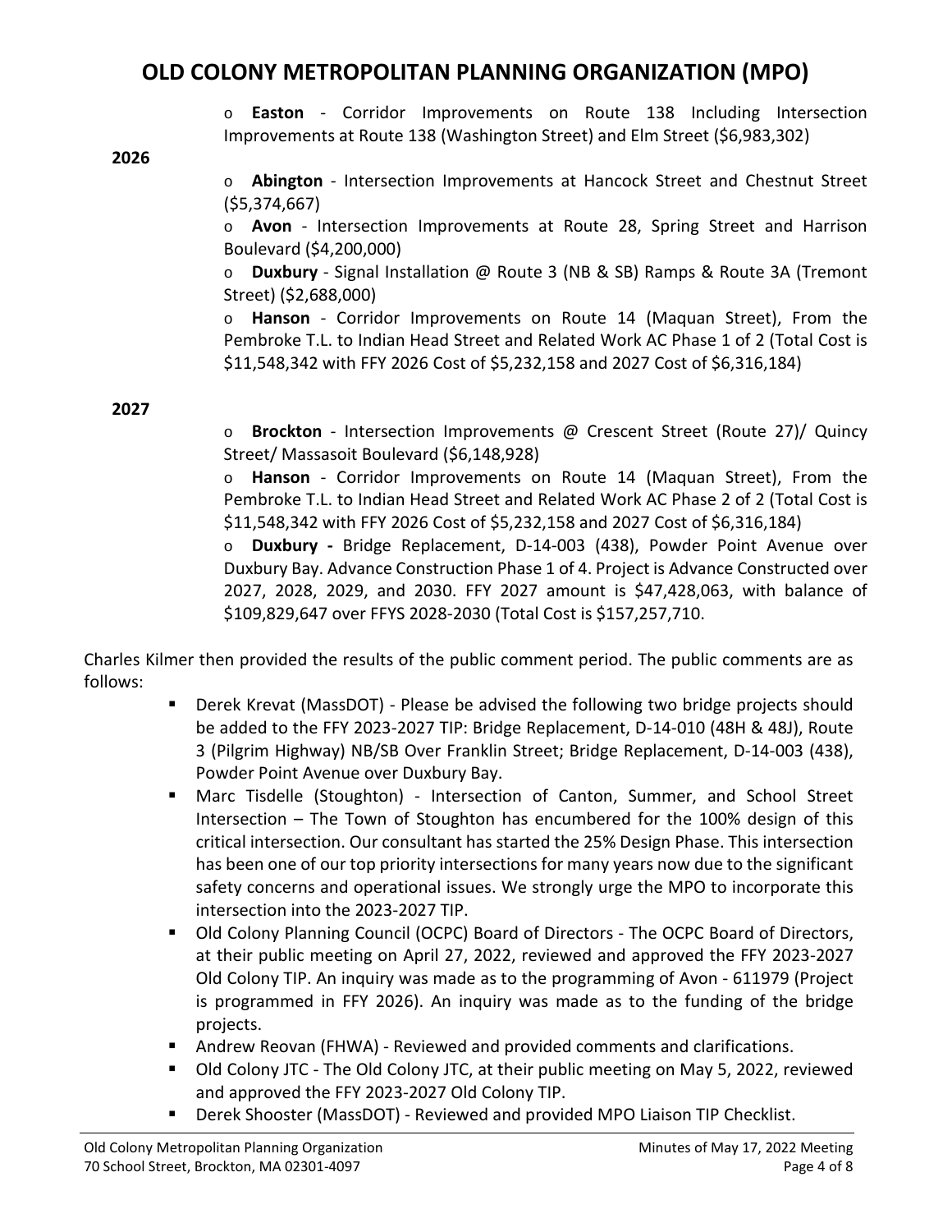- **Easton** - Corridor Improvements on Route 138 Including Intersection Improvements at Route 138 (Washington Street) and Elm Street ($6,983,302)

**2026**

- **Abington** - Intersection Improvements at Hancock Street and Chestnut Street ($5,374,667)
- **Avon** - Intersection Improvements at Route 28, Spring Street and Harrison Boulevard ($4,200,000)
- **Duxbury** - Signal Installation @ Route 3 (NB & SB) Ramps & Route 3A (Tremont Street) ($2,688,000)
- **Hanson** - Corridor Improvements on Route 14 (Maquan Street), From the Pembroke T.L. to Indian Head Street and Related Work AC Phase 1 of 2 (Total Cost is $11,548,342 with FFY 2026 Cost of $5,232,158 and 2027 Cost of $6,316,184)

**2027**

- **Brockton** - Intersection Improvements @ Crescent Street (Route 27)/ Quincy Street/ Massasoit Boulevard ($6,148,928)
- **Hanson** - Corridor Improvements on Route 14 (Maquan Street), From the Pembroke T.L. to Indian Head Street and Related Work AC Phase 2 of 2 (Total Cost is $11,548,342 with FFY 2026 Cost of $5,232,158 and 2027 Cost of $6,316,184)
- **Duxbury -** Bridge Replacement, D-14-003 (438), Powder Point Avenue over Duxbury Bay. Advance Construction Phase 1 of 4. Project is Advance Constructed over 2027, 2028, 2029, and 2030. FFY 2027 amount is $47,428,063, with balance of $109,829,647 over FFYS 2028-2030 (Total Cost is $157,257,710.

Charles Kilmer then provided the results of the public comment period. The public comments are as follows:

- Derek Krevat (MassDOT) - Please be advised the following two bridge projects should be added to the FFY 2023-2027 TIP: Bridge Replacement, D-14-010 (48H & 48J), Route 3 (Pilgrim Highway) NB/SB Over Franklin Street; Bridge Replacement, D-14-003 (438), Powder Point Avenue over Duxbury Bay.
- Marc Tisdelle (Stoughton) - Intersection of Canton, Summer, and School Street Intersection – The Town of Stoughton has encumbered for the 100% design of this critical intersection. Our consultant has started the 25% Design Phase. This intersection has been one of our top priority intersections for many years now due to the significant safety concerns and operational issues. We strongly urge the MPO to incorporate this intersection into the 2023-2027 TIP.
- Old Colony Planning Council (OCPC) Board of Directors - The OCPC Board of Directors, at their public meeting on April 27, 2022, reviewed and approved the FFY 2023-2027 Old Colony TIP. An inquiry was made as to the programming of Avon - 611979 (Project is programmed in FFY 2026). An inquiry was made as to the funding of the bridge projects.
- Andrew Reovan (FHWA) - Reviewed and provided comments and clarifications.
- Old Colony JTC - The Old Colony JTC, at their public meeting on May 5, 2022, reviewed and approved the FFY 2023-2027 Old Colony TIP.
- Derek Shooster (MassDOT) - Reviewed and provided MPO Liaison TIP Checklist.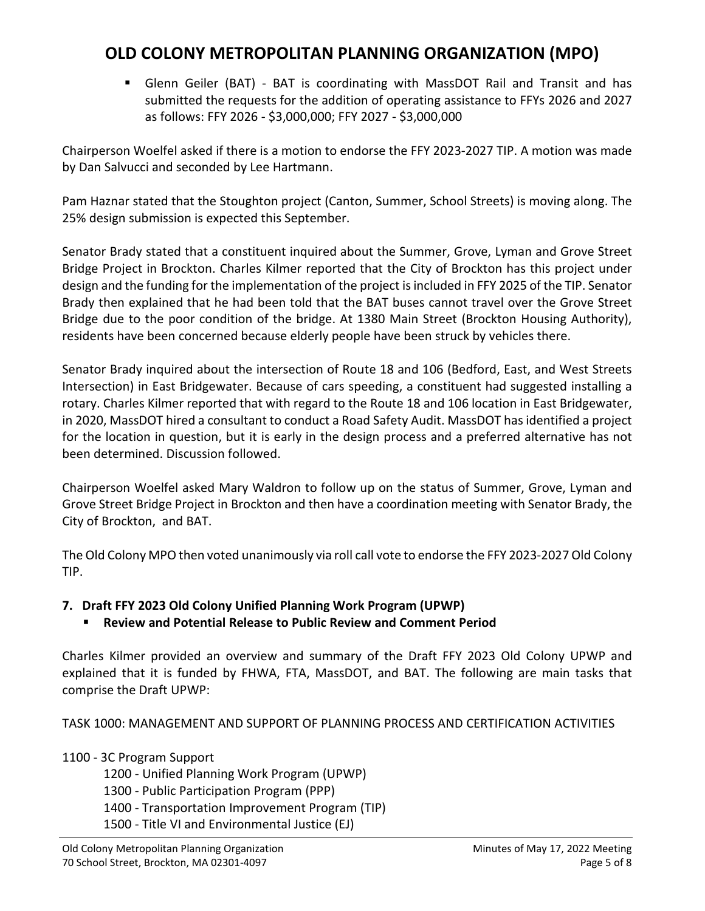- Glenn Geiler (BAT) - BAT is coordinating with MassDOT Rail and Transit and has submitted the requests for the addition of operating assistance to FFYs 2026 and 2027 as follows: FFY 2026 - $3,000,000; FFY 2027 - $3,000,000

Chairperson Woelfel asked if there is a motion to endorse the FFY 2023-2027 TIP. A motion was made by Dan Salvucci and seconded by Lee Hartmann.

Pam Haznar stated that the Stoughton project (Canton, Summer, School Streets) is moving along. The 25% design submission is expected this September.

Senator Brady stated that a constituent inquired about the Summer, Grove, Lyman and Grove Street Bridge Project in Brockton. Charles Kilmer reported that the City of Brockton has this project under design and the funding for the implementation of the project is included in FFY 2025 of the TIP. Senator Brady then explained that he had been told that the BAT buses cannot travel over the Grove Street Bridge due to the poor condition of the bridge. At 1380 Main Street (Brockton Housing Authority), residents have been concerned because elderly people have been struck by vehicles there.

Senator Brady inquired about the intersection of Route 18 and 106 (Bedford, East, and West Streets Intersection) in East Bridgewater. Because of cars speeding, a constituent had suggested installing a rotary. Charles Kilmer reported that with regard to the Route 18 and 106 location in East Bridgewater, in 2020, MassDOT hired a consultant to conduct a Road Safety Audit. MassDOT has identified a project for the location in question, but it is early in the design process and a preferred alternative has not been determined. Discussion followed.

Chairperson Woelfel asked Mary Waldron to follow up on the status of Summer, Grove, Lyman and Grove Street Bridge Project in Brockton and then have a coordination meeting with Senator Brady, the City of Brockton, and BAT.

The Old Colony MPO then voted unanimously via roll call vote to endorse the FFY 2023-2027 Old Colony TIP.

**7. Draft FFY 2023 Old Colony Unified Planning Work Program (UPWP)**

- **Review and Potential Release to Public Review and Comment Period**

Charles Kilmer provided an overview and summary of the Draft FFY 2023 Old Colony UPWP and explained that it is funded by FHWA, FTA, MassDOT, and BAT. The following are main tasks that comprise the Draft UPWP:

TASK 1000: MANAGEMENT AND SUPPORT OF PLANNING PROCESS AND CERTIFICATION ACTIVITIES

1100 - 3C Program Support
- 1200 - Unified Planning Work Program (UPWP)
- 1300 - Public Participation Program (PPP)
- 1400 - Transportation Improvement Program (TIP)
- 1500 - Title VI and Environmental Justice (EJ)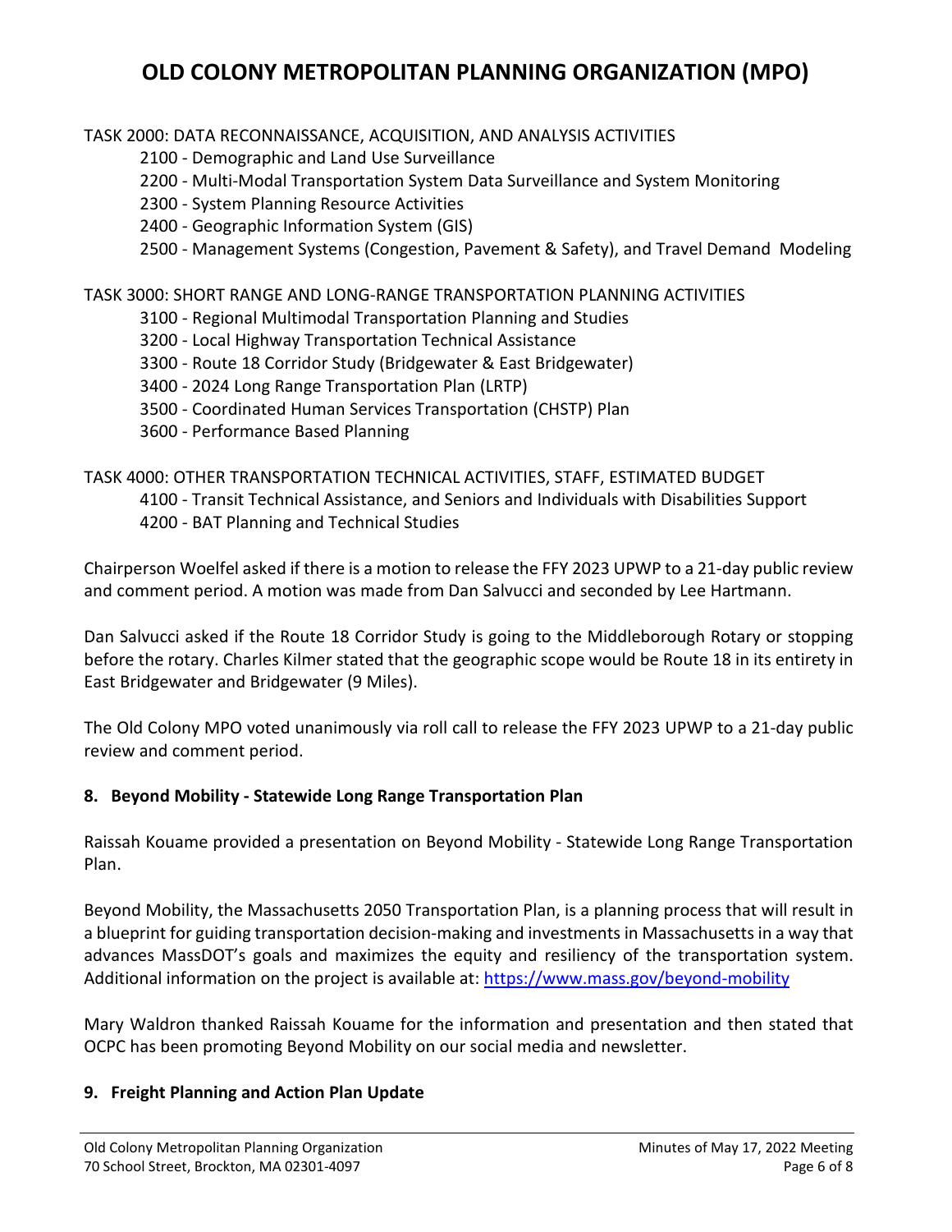TASK 2000: DATA RECONNAISSANCE, ACQUISITION, AND ANALYSIS ACTIVITIES

- 2100 - Demographic and Land Use Surveillance
- 2200 - Multi-Modal Transportation System Data Surveillance and System Monitoring
- 2300 - System Planning Resource Activities
- 2400 - Geographic Information System (GIS)
- 2500 - Management Systems (Congestion, Pavement & Safety), and Travel Demand Modeling

TASK 3000: SHORT RANGE AND LONG-RANGE TRANSPORTATION PLANNING ACTIVITIES

- 3100 - Regional Multimodal Transportation Planning and Studies
- 3200 - Local Highway Transportation Technical Assistance
- 3300 - Route 18 Corridor Study (Bridgewater & East Bridgewater)
- 3400 - 2024 Long Range Transportation Plan (LRTP)
- 3500 - Coordinated Human Services Transportation (CHSTP) Plan
- 3600 - Performance Based Planning

TASK 4000: OTHER TRANSPORTATION TECHNICAL ACTIVITIES, STAFF, ESTIMATED BUDGET

- 4100 - Transit Technical Assistance, and Seniors and Individuals with Disabilities Support
- 4200 - BAT Planning and Technical Studies

Chairperson Woelfel asked if there is a motion to release the FFY 2023 UPWP to a 21-day public review and comment period. A motion was made from Dan Salvucci and seconded by Lee Hartmann.

Dan Salvucci asked if the Route 18 Corridor Study is going to the Middleborough Rotary or stopping before the rotary. Charles Kilmer stated that the geographic scope would be Route 18 in its entirety in East Bridgewater and Bridgewater (9 Miles).

The Old Colony MPO voted unanimously via roll call to release the FFY 2023 UPWP to a 21-day public review and comment period.

## 8. Beyond Mobility - Statewide Long Range Transportation Plan

Raissah Kouame provided a presentation on Beyond Mobility - Statewide Long Range Transportation Plan.

Beyond Mobility, the Massachusetts 2050 Transportation Plan, is a planning process that will result in a blueprint for guiding transportation decision-making and investments in Massachusetts in a way that advances MassDOT's goals and maximizes the equity and resiliency of the transportation system. Additional information on the project is available at: https://www.mass.gov/beyond-mobility

Mary Waldron thanked Raissah Kouame for the information and presentation and then stated that OCPC has been promoting Beyond Mobility on our social media and newsletter.

## 9. Freight Planning and Action Plan Update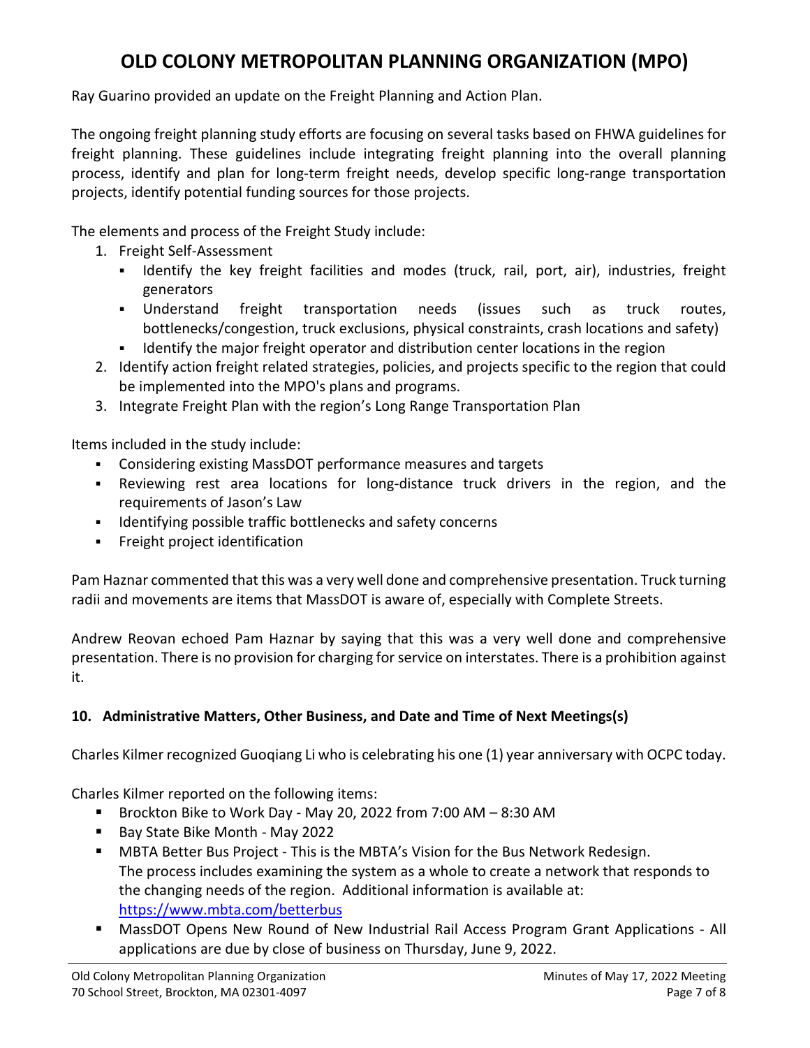# OLD COLONY METROPOLITAN PLANNING ORGANIZATION (MPO)

Ray Guarino provided an update on the Freight Planning and Action Plan.

The ongoing freight planning study efforts are focusing on several tasks based on FHWA guidelines for freight planning. These guidelines include integrating freight planning into the overall planning process, identify and plan for long-term freight needs, develop specific long-range transportation projects, identify potential funding sources for those projects.

The elements and process of the Freight Study include:

1. Freight Self-Assessment
   - Identify the key freight facilities and modes (truck, rail, port, air), industries, freight generators
   - Understand freight transportation needs (issues such as truck routes, bottlenecks/congestion, truck exclusions, physical constraints, crash locations and safety)
   - Identify the major freight operator and distribution center locations in the region
2. Identify action freight related strategies, policies, and projects specific to the region that could be implemented into the MPO's plans and programs.
3. Integrate Freight Plan with the region's Long Range Transportation Plan

Items included in the study include:

- Considering existing MassDOT performance measures and targets
- Reviewing rest area locations for long-distance truck drivers in the region, and the requirements of Jason's Law
- Identifying possible traffic bottlenecks and safety concerns
- Freight project identification

Pam Haznar commented that this was a very well done and comprehensive presentation. Truck turning radii and movements are items that MassDOT is aware of, especially with Complete Streets.

Andrew Reovan echoed Pam Haznar by saying that this was a very well done and comprehensive presentation. There is no provision for charging for service on interstates. There is a prohibition against it.

**10. Administrative Matters, Other Business, and Date and Time of Next Meetings(s)**

Charles Kilmer recognized Guoqiang Li who is celebrating his one (1) year anniversary with OCPC today.

Charles Kilmer reported on the following items:

- Brockton Bike to Work Day - May 20, 2022 from 7:00 AM – 8:30 AM
- Bay State Bike Month - May 2022
- MBTA Better Bus Project - This is the MBTA's Vision for the Bus Network Redesign. The process includes examining the system as a whole to create a network that responds to the changing needs of the region. Additional information is available at: https://www.mbta.com/betterbus
- MassDOT Opens New Round of New Industrial Rail Access Program Grant Applications - All applications are due by close of business on Thursday, June 9, 2022.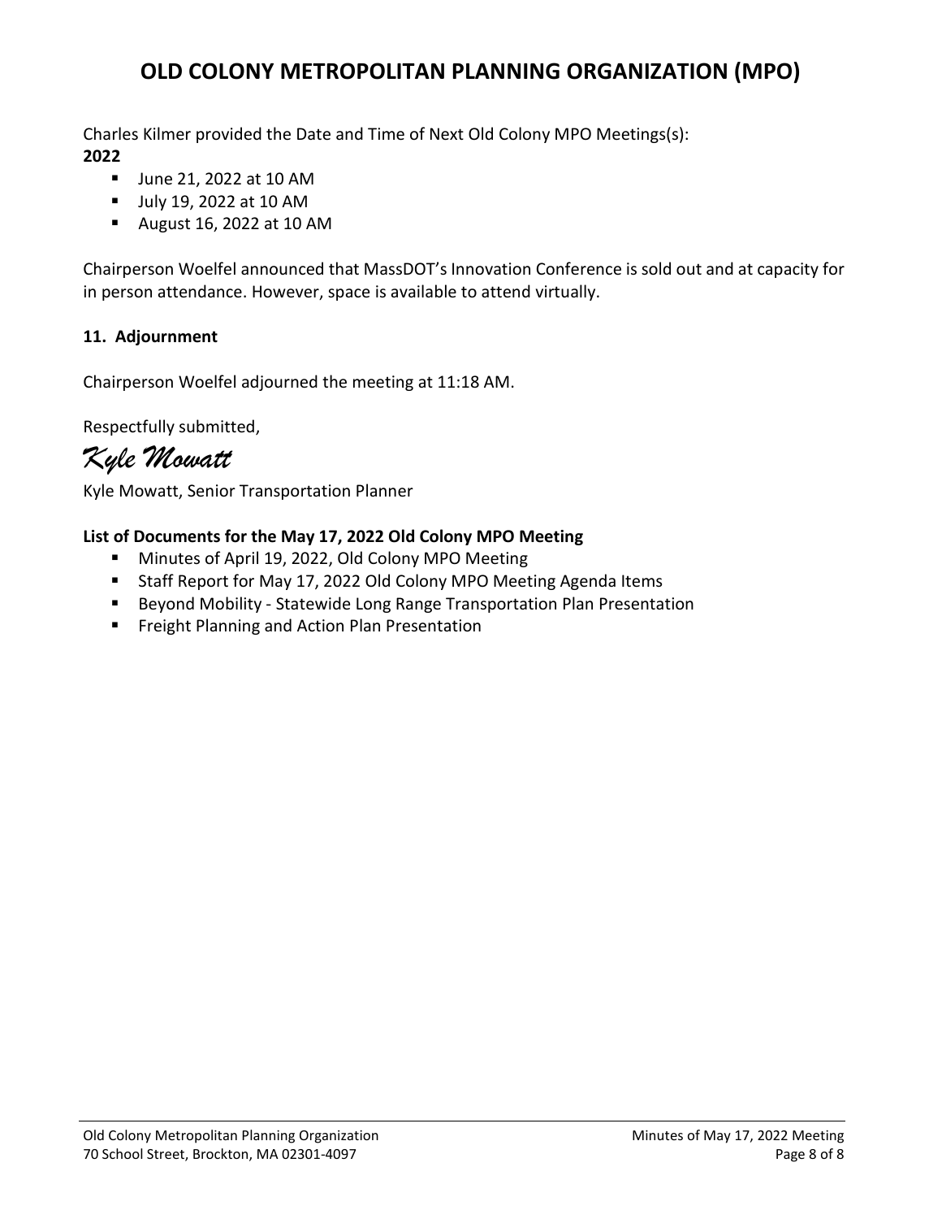# OLD COLONY METROPOLITAN PLANNING ORGANIZATION (MPO)

Charles Kilmer provided the Date and Time of Next Old Colony MPO Meetings(s):

**2022**

- June 21, 2022 at 10 AM
- July 19, 2022 at 10 AM
- August 16, 2022 at 10 AM

Chairperson Woelfel announced that MassDOT's Innovation Conference is sold out and at capacity for in person attendance. However, space is available to attend virtually.

**11. Adjournment**

Chairperson Woelfel adjourned the meeting at 11:18 AM.

Respectfully submitted,

*Kyle Mowatt*

Kyle Mowatt, Senior Transportation Planner

**List of Documents for the May 17, 2022 Old Colony MPO Meeting**

- Minutes of April 19, 2022, Old Colony MPO Meeting
- Staff Report for May 17, 2022 Old Colony MPO Meeting Agenda Items
- Beyond Mobility - Statewide Long Range Transportation Plan Presentation
- Freight Planning and Action Plan Presentation